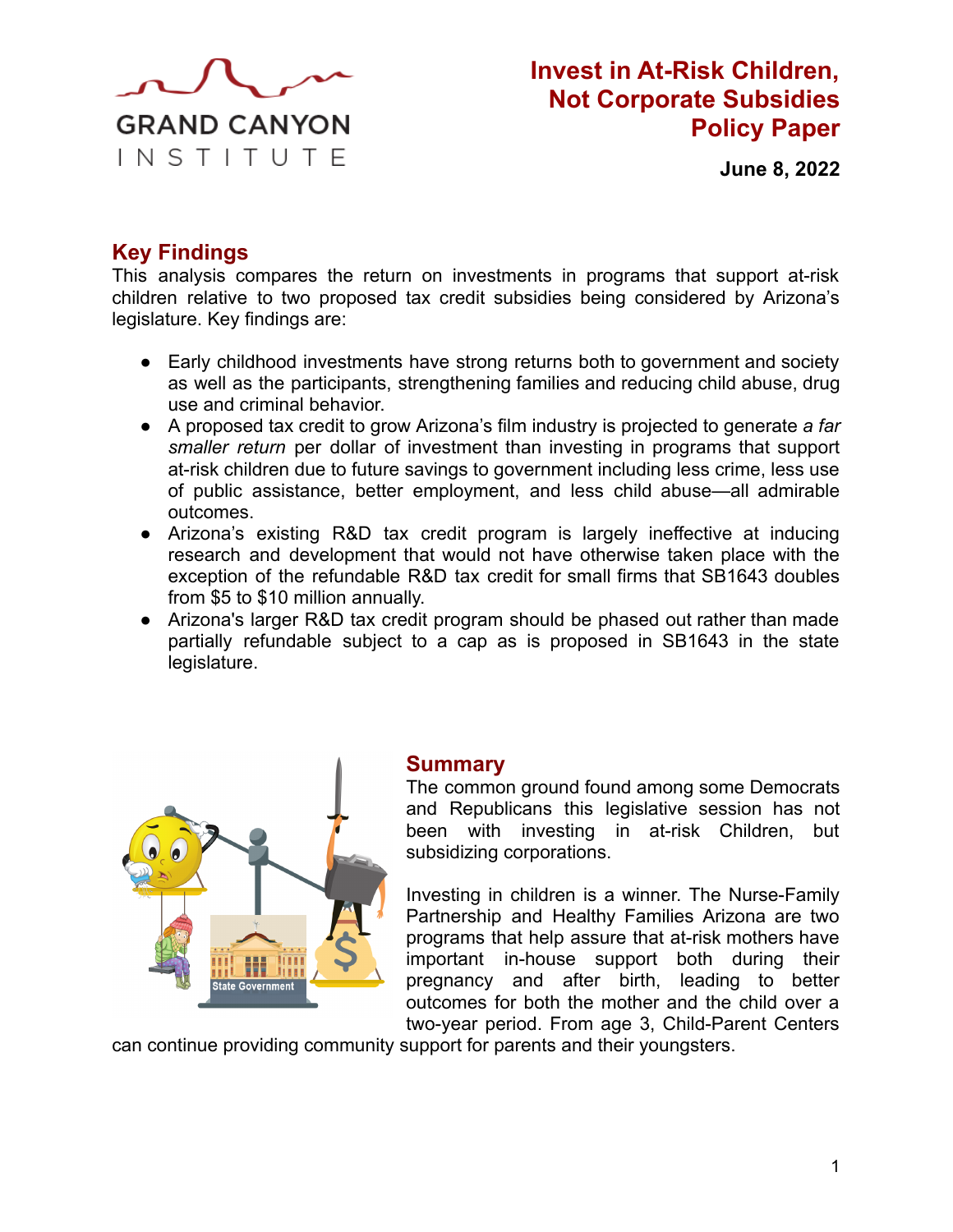GRAND CANYON INSTITUTE

# Invest in At-Risk Children, Not Corporate Subsidies Policy Paper

**June 8, 2022**

## Key Findings

This analysis compares the return on investments in programs that support at-risk children relative to two proposed tax credit subsidies being considered by Arizona's legislature. Key findings are:

- Early childhood investments have strong returns both to government and society as well as the participants, strengthening families and reducing child abuse, drug use and criminal behavior.
- A proposed tax credit to grow Arizona's film industry is projected to generate *a far smaller return* per dollar of investment than investing in programs that support at-risk children due to future savings to government including less crime, less use of public assistance, better employment, and less child abuse—all admirable outcomes.
- Arizona's existing R&D tax credit program is largely ineffective at inducing research and development that would not have otherwise taken place with the exception of the refundable R&D tax credit for small firms that SB1643 doubles from $5 to $10 million annually.
- Arizona's larger R&D tax credit program should be phased out rather than made partially refundable subject to a cap as is proposed in SB1643 in the state legislature.

## Summary

The common ground found among some Democrats and Republicans this legislative session has not been with investing in at-risk Children, but subsidizing corporations.

Investing in children is a winner. The Nurse-Family Partnership and Healthy Families Arizona are two programs that help assure that at-risk mothers have important in-house support both during their pregnancy and after birth, leading to better outcomes for both the mother and the child over a two-year period. From age 3, Child-Parent Centers can continue providing community support for parents and their youngsters.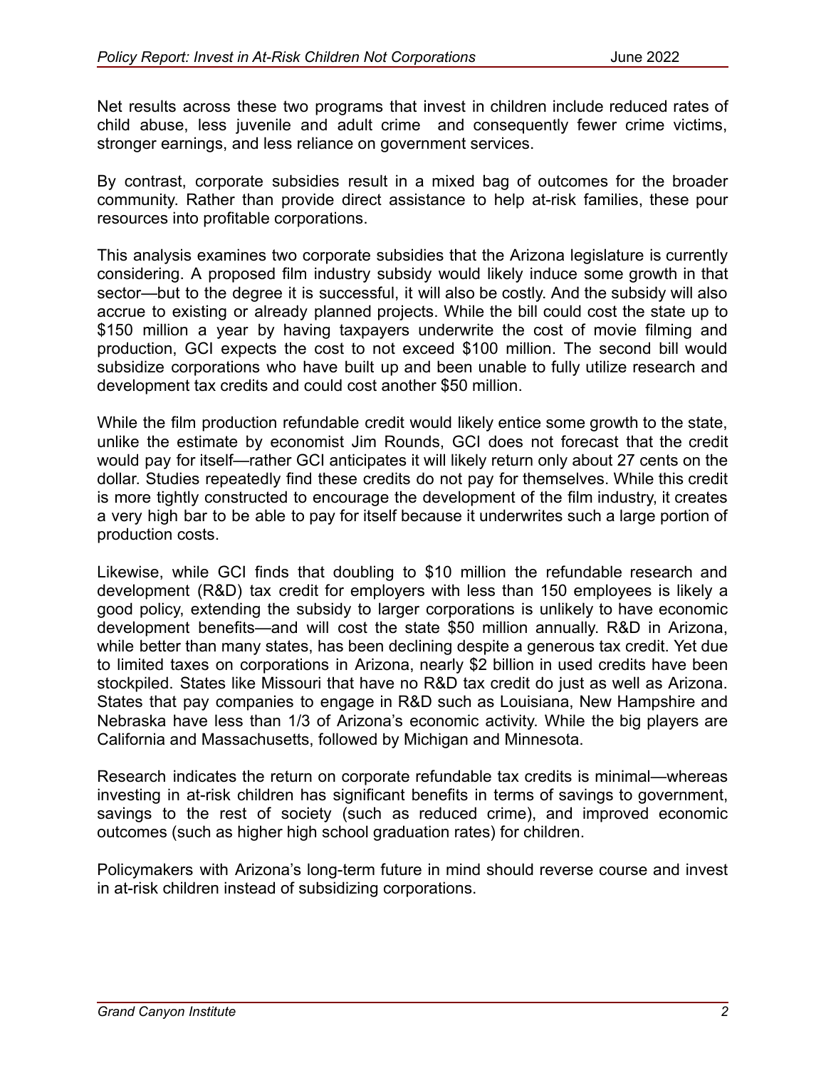Net results across these two programs that invest in children include reduced rates of child abuse, less juvenile and adult crime and consequently fewer crime victims, stronger earnings, and less reliance on government services.

By contrast, corporate subsidies result in a mixed bag of outcomes for the broader community. Rather than provide direct assistance to help at-risk families, these pour resources into profitable corporations.

This analysis examines two corporate subsidies that the Arizona legislature is currently considering. A proposed film industry subsidy would likely induce some growth in that sector—but to the degree it is successful, it will also be costly. And the subsidy will also accrue to existing or already planned projects. While the bill could cost the state up to $150 million a year by having taxpayers underwrite the cost of movie filming and production, GCI expects the cost to not exceed $100 million. The second bill would subsidize corporations who have built up and been unable to fully utilize research and development tax credits and could cost another $50 million.

While the film production refundable credit would likely entice some growth to the state, unlike the estimate by economist Jim Rounds, GCI does not forecast that the credit would pay for itself—rather GCI anticipates it will likely return only about 27 cents on the dollar. Studies repeatedly find these credits do not pay for themselves. While this credit is more tightly constructed to encourage the development of the film industry, it creates a very high bar to be able to pay for itself because it underwrites such a large portion of production costs.

Likewise, while GCI finds that doubling to $10 million the refundable research and development (R&D) tax credit for employers with less than 150 employees is likely a good policy, extending the subsidy to larger corporations is unlikely to have economic development benefits—and will cost the state $50 million annually. R&D in Arizona, while better than many states, has been declining despite a generous tax credit. Yet due to limited taxes on corporations in Arizona, nearly $2 billion in used credits have been stockpiled. States like Missouri that have no R&D tax credit do just as well as Arizona. States that pay companies to engage in R&D such as Louisiana, New Hampshire and Nebraska have less than 1/3 of Arizona's economic activity. While the big players are California and Massachusetts, followed by Michigan and Minnesota.

Research indicates the return on corporate refundable tax credits is minimal—whereas investing in at-risk children has significant benefits in terms of savings to government, savings to the rest of society (such as reduced crime), and improved economic outcomes (such as higher high school graduation rates) for children.

Policymakers with Arizona's long-term future in mind should reverse course and invest in at-risk children instead of subsidizing corporations.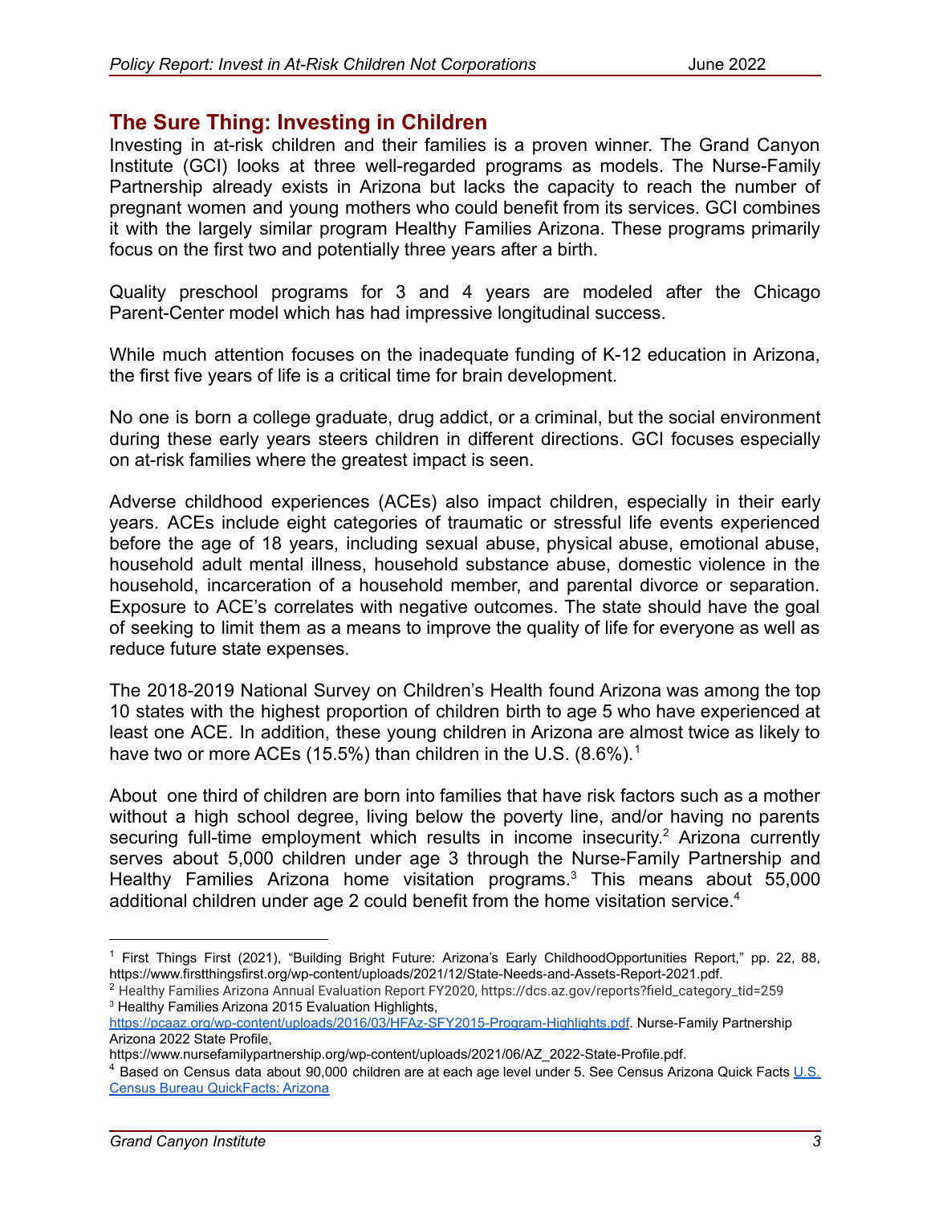## The Sure Thing: Investing in Children

Investing in at-risk children and their families is a proven winner. The Grand Canyon Institute (GCI) looks at three well-regarded programs as models. The Nurse-Family Partnership already exists in Arizona but lacks the capacity to reach the number of pregnant women and young mothers who could benefit from its services. GCI combines it with the largely similar program Healthy Families Arizona. These programs primarily focus on the first two and potentially three years after a birth.

Quality preschool programs for 3 and 4 years are modeled after the Chicago Parent-Center model which has had impressive longitudinal success.

While much attention focuses on the inadequate funding of K-12 education in Arizona, the first five years of life is a critical time for brain development.

No one is born a college graduate, drug addict, or a criminal, but the social environment during these early years steers children in different directions. GCI focuses especially on at-risk families where the greatest impact is seen.

Adverse childhood experiences (ACEs) also impact children, especially in their early years. ACEs include eight categories of traumatic or stressful life events experienced before the age of 18 years, including sexual abuse, physical abuse, emotional abuse, household adult mental illness, household substance abuse, domestic violence in the household, incarceration of a household member, and parental divorce or separation. Exposure to ACE's correlates with negative outcomes. The state should have the goal of seeking to limit them as a means to improve the quality of life for everyone as well as reduce future state expenses.

The 2018-2019 National Survey on Children's Health found Arizona was among the top 10 states with the highest proportion of children birth to age 5 who have experienced at least one ACE. In addition, these young children in Arizona are almost twice as likely to have two or more ACEs (15.5%) than children in the U.S. (8.6%).[1]

About one third of children are born into families that have risk factors such as a mother without a high school degree, living below the poverty line, and/or having no parents securing full-time employment which results in income insecurity.[2] Arizona currently serves about 5,000 children under age 3 through the Nurse-Family Partnership and Healthy Families Arizona home visitation programs.[3] This means about 55,000 additional children under age 2 could benefit from the home visitation service.[4]

---

[1] First Things First (2021), "Building Bright Future: Arizona's Early ChildhoodOpportunities Report," pp. 22, 88, https://www.firstthingsfirst.org/wp-content/uploads/2021/12/State-Needs-and-Assets-Report-2021.pdf.

[2] Healthy Families Arizona Annual Evaluation Report FY2020, https://dcs.az.gov/reports?field_category_tid=259

[3] Healthy Families Arizona 2015 Evaluation Highlights, https://pcaaz.org/wp-content/uploads/2016/03/HFAz-SFY2015-Program-Highlights.pdf. Nurse-Family Partnership Arizona 2022 State Profile, https://www.nursefamilypartnership.org/wp-content/uploads/2021/06/AZ_2022-State-Profile.pdf.

[4] Based on Census data about 90,000 children are at each age level under 5. See Census Arizona Quick Facts U.S. Census Bureau QuickFacts: Arizona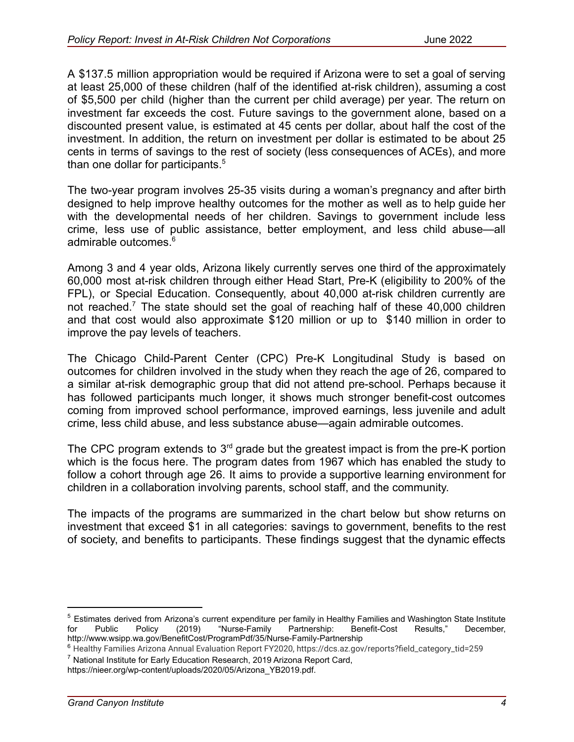A $137.5 million appropriation would be required if Arizona were to set a goal of serving at least 25,000 of these children (half of the identified at-risk children), assuming a cost of $5,500 per child (higher than the current per child average) per year. The return on investment far exceeds the cost. Future savings to the government alone, based on a discounted present value, is estimated at 45 cents per dollar, about half the cost of the investment. In addition, the return on investment per dollar is estimated to be about 25 cents in terms of savings to the rest of society (less consequences of ACEs), and more than one dollar for participants.[5]

The two-year program involves 25-35 visits during a woman's pregnancy and after birth designed to help improve healthy outcomes for the mother as well as to help guide her with the developmental needs of her children. Savings to government include less crime, less use of public assistance, better employment, and less child abuse—all admirable outcomes.[6]

Among 3 and 4 year olds, Arizona likely currently serves one third of the approximately 60,000 most at-risk children through either Head Start, Pre-K (eligibility to 200% of the FPL), or Special Education. Consequently, about 40,000 at-risk children currently are not reached.[7] The state should set the goal of reaching half of these 40,000 children and that cost would also approximate $120 million or up to $140 million in order to improve the pay levels of teachers.

The Chicago Child-Parent Center (CPC) Pre-K Longitudinal Study is based on outcomes for children involved in the study when they reach the age of 26, compared to a similar at-risk demographic group that did not attend pre-school. Perhaps because it has followed participants much longer, it shows much stronger benefit-cost outcomes coming from improved school performance, improved earnings, less juvenile and adult crime, less child abuse, and less substance abuse—again admirable outcomes.

The CPC program extends to 3rd grade but the greatest impact is from the pre-K portion which is the focus here. The program dates from 1967 which has enabled the study to follow a cohort through age 26. It aims to provide a supportive learning environment for children in a collaboration involving parents, school staff, and the community.

The impacts of the programs are summarized in the chart below but show returns on investment that exceed $1 in all categories: savings to government, benefits to the rest of society, and benefits to participants. These findings suggest that the dynamic effects

---

[5] Estimates derived from Arizona's current expenditure per family in Healthy Families and Washington State Institute for Public Policy (2019) "Nurse-Family Partnership: Benefit-Cost Results," December, http://www.wsipp.wa.gov/BenefitCost/ProgramPdf/35/Nurse-Family-Partnership

[6] Healthy Families Arizona Annual Evaluation Report FY2020, https://dcs.az.gov/reports?field_category_tid=259

[7] National Institute for Early Education Research, 2019 Arizona Report Card, https://nieer.org/wp-content/uploads/2020/05/Arizona_YB2019.pdf.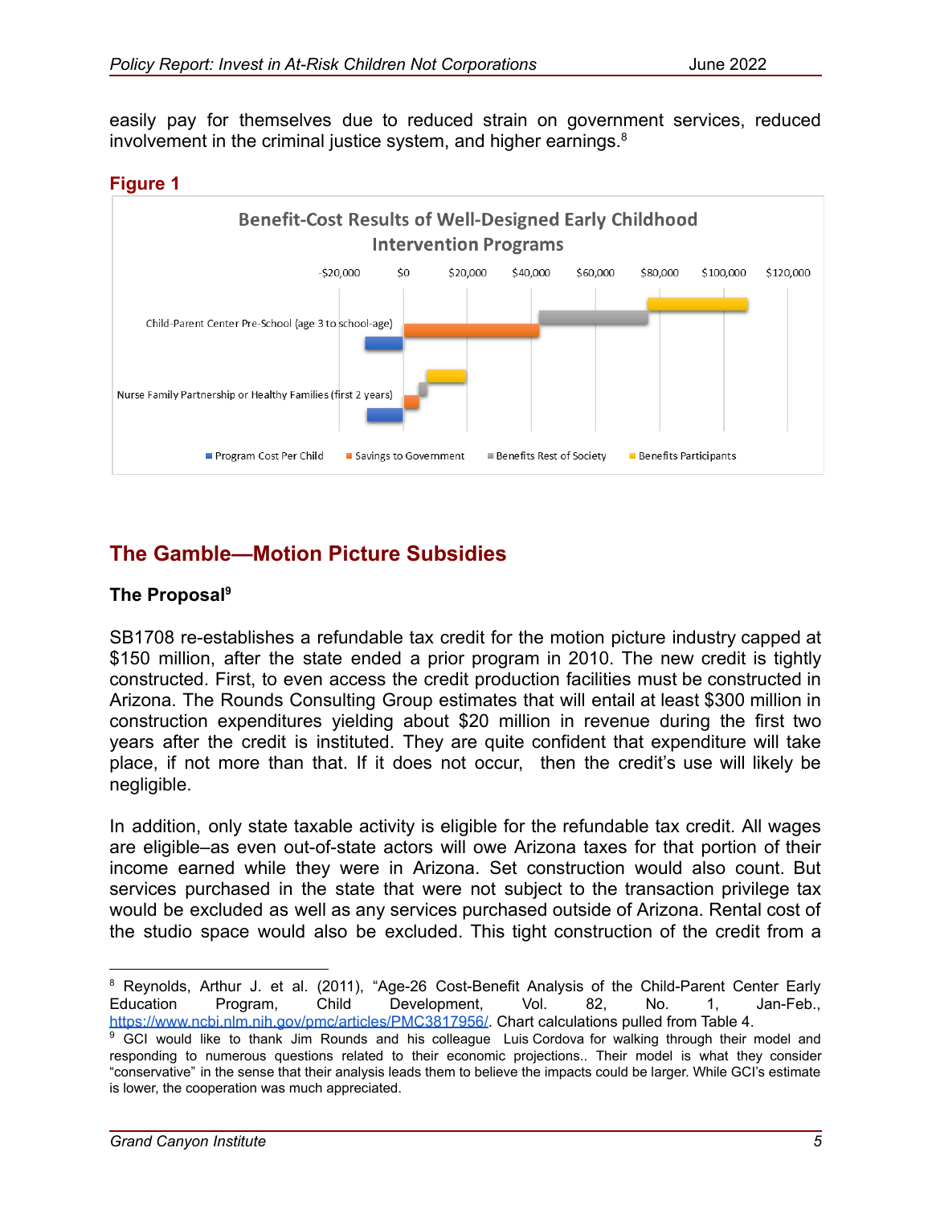easily pay for themselves due to reduced strain on government services, reduced involvement in the criminal justice system, and higher earnings.[8]

**Figure 1**

Benefit-Cost Results of Well-Designed Early Childhood Intervention Programs

## The Gamble—Motion Picture Subsidies

### The Proposal[9]

SB1708 re-establishes a refundable tax credit for the motion picture industry capped at $150 million, after the state ended a prior program in 2010. The new credit is tightly constructed. First, to even access the credit production facilities must be constructed in Arizona. The Rounds Consulting Group estimates that will entail at least $300 million in construction expenditures yielding about $20 million in revenue during the first two years after the credit is instituted. They are quite confident that expenditure will take place, if not more than that. If it does not occur, then the credit's use will likely be negligible.

In addition, only state taxable activity is eligible for the refundable tax credit. All wages are eligible–as even out-of-state actors will owe Arizona taxes for that portion of their income earned while they were in Arizona. Set construction would also count. But services purchased in the state that were not subject to the transaction privilege tax would be excluded as well as any services purchased outside of Arizona. Rental cost of the studio space would also be excluded. This tight construction of the credit from a

---

[8] Reynolds, Arthur J. et al. (2011), "Age-26 Cost-Benefit Analysis of the Child-Parent Center Early Education Program, Child Development, Vol. 82, No. 1, Jan-Feb., https://www.ncbi.nlm.nih.gov/pmc/articles/PMC3817956/. Chart calculations pulled from Table 4.

[9] GCI would like to thank Jim Rounds and his colleague Luis Cordova for walking through their model and responding to numerous questions related to their economic projections.. Their model is what they consider "conservative" in the sense that their analysis leads them to believe the impacts could be larger. While GCI's estimate is lower, the cooperation was much appreciated.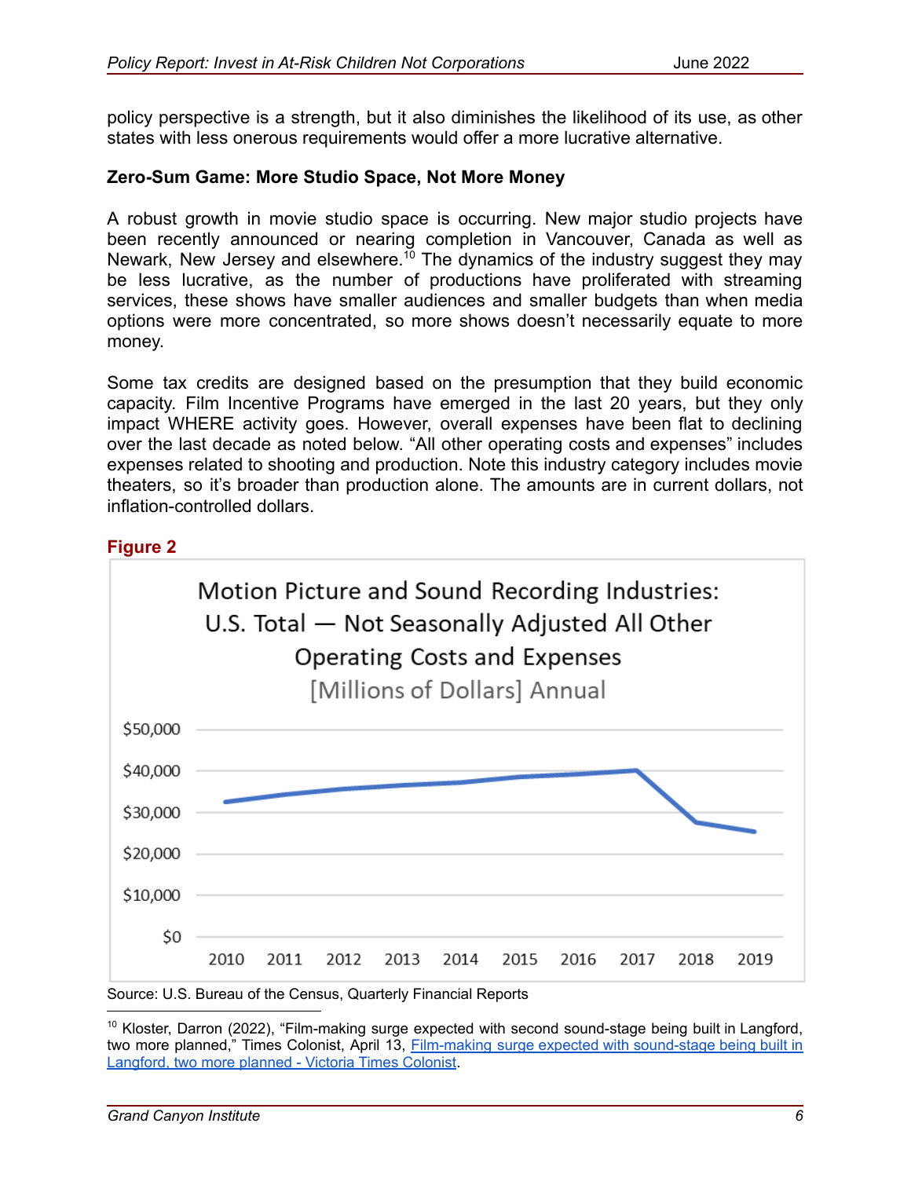policy perspective is a strength, but it also diminishes the likelihood of its use, as other states with less onerous requirements would offer a more lucrative alternative.

**Zero-Sum Game: More Studio Space, Not More Money**

A robust growth in movie studio space is occurring. New major studio projects have been recently announced or nearing completion in Vancouver, Canada as well as Newark, New Jersey and elsewhere.[10] The dynamics of the industry suggest they may be less lucrative, as the number of productions have proliferated with streaming services, these shows have smaller audiences and smaller budgets than when media options were more concentrated, so more shows doesn't necessarily equate to more money.

Some tax credits are designed based on the presumption that they build economic capacity. Film Incentive Programs have emerged in the last 20 years, but they only impact WHERE activity goes. However, overall expenses have been flat to declining over the last decade as noted below. "All other operating costs and expenses" includes expenses related to shooting and production. Note this industry category includes movie theaters, so it's broader than production alone. The amounts are in current dollars, not inflation-controlled dollars.

**Figure 2**

Motion Picture and Sound Recording Industries: U.S. Total — Not Seasonally Adjusted All Other Operating Costs and Expenses [Millions of Dollars] Annual

Source: U.S. Bureau of the Census, Quarterly Financial Reports

[10] Kloster, Darron (2022), "Film-making surge expected with second sound-stage being built in Langford, two more planned," Times Colonist, April 13, [Film-making surge expected with sound-stage being built in Langford, two more planned - Victoria Times Colonist](https://www.timescolonist.com).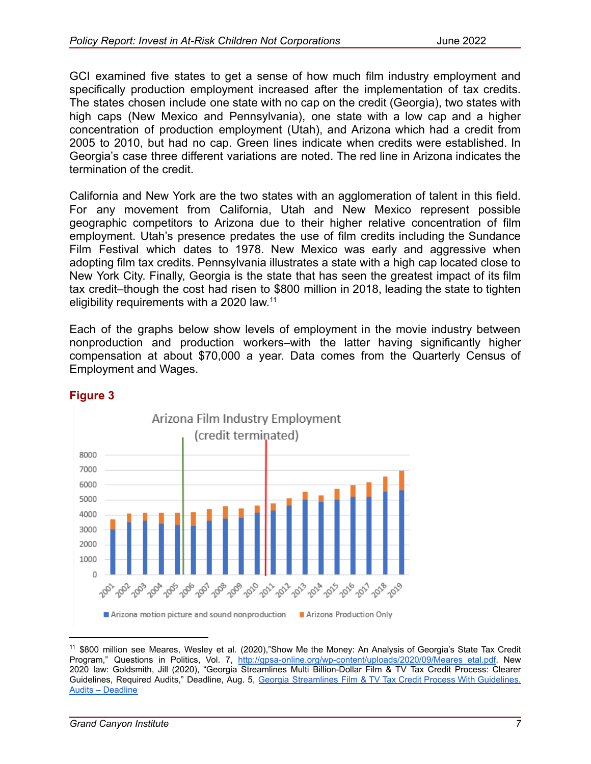GCI examined five states to get a sense of how much film industry employment and specifically production employment increased after the implementation of tax credits. The states chosen include one state with no cap on the credit (Georgia), two states with high caps (New Mexico and Pennsylvania), one state with a low cap and a higher concentration of production employment (Utah), and Arizona which had a credit from 2005 to 2010, but had no cap. Green lines indicate when credits were established. In Georgia's case three different variations are noted. The red line in Arizona indicates the termination of the credit.

California and New York are the two states with an agglomeration of talent in this field. For any movement from California, Utah and New Mexico represent possible geographic competitors to Arizona due to their higher relative concentration of film employment. Utah's presence predates the use of film credits including the Sundance Film Festival which dates to 1978. New Mexico was early and aggressive when adopting film tax credits. Pennsylvania illustrates a state with a high cap located close to New York City. Finally, Georgia is the state that has seen the greatest impact of its film tax credit–though the cost had risen to $800 million in 2018, leading the state to tighten eligibility requirements with a 2020 law.[11]

Each of the graphs below show levels of employment in the movie industry between nonproduction and production workers–with the latter having significantly higher compensation at about $70,000 a year. Data comes from the Quarterly Census of Employment and Wages.

**Figure 3**

Arizona Film Industry Employment (credit terminated)

Arizona motion picture and sound nonproduction | Arizona Production Only

[11] $800 million see Meares, Wesley et al. (2020),"Show Me the Money: An Analysis of Georgia's State Tax Credit Program," Questions in Politics, Vol. 7, http://gpsa-online.org/wp-content/uploads/2020/09/Meares_etal.pdf. New 2020 law: Goldsmith, Jill (2020), "Georgia Streamlines Multi Billion-Dollar Film & TV Tax Credit Process: Clearer Guidelines, Required Audits," Deadline, Aug. 5, Georgia Streamlines Film & TV Tax Credit Process With Guidelines, Audits – Deadline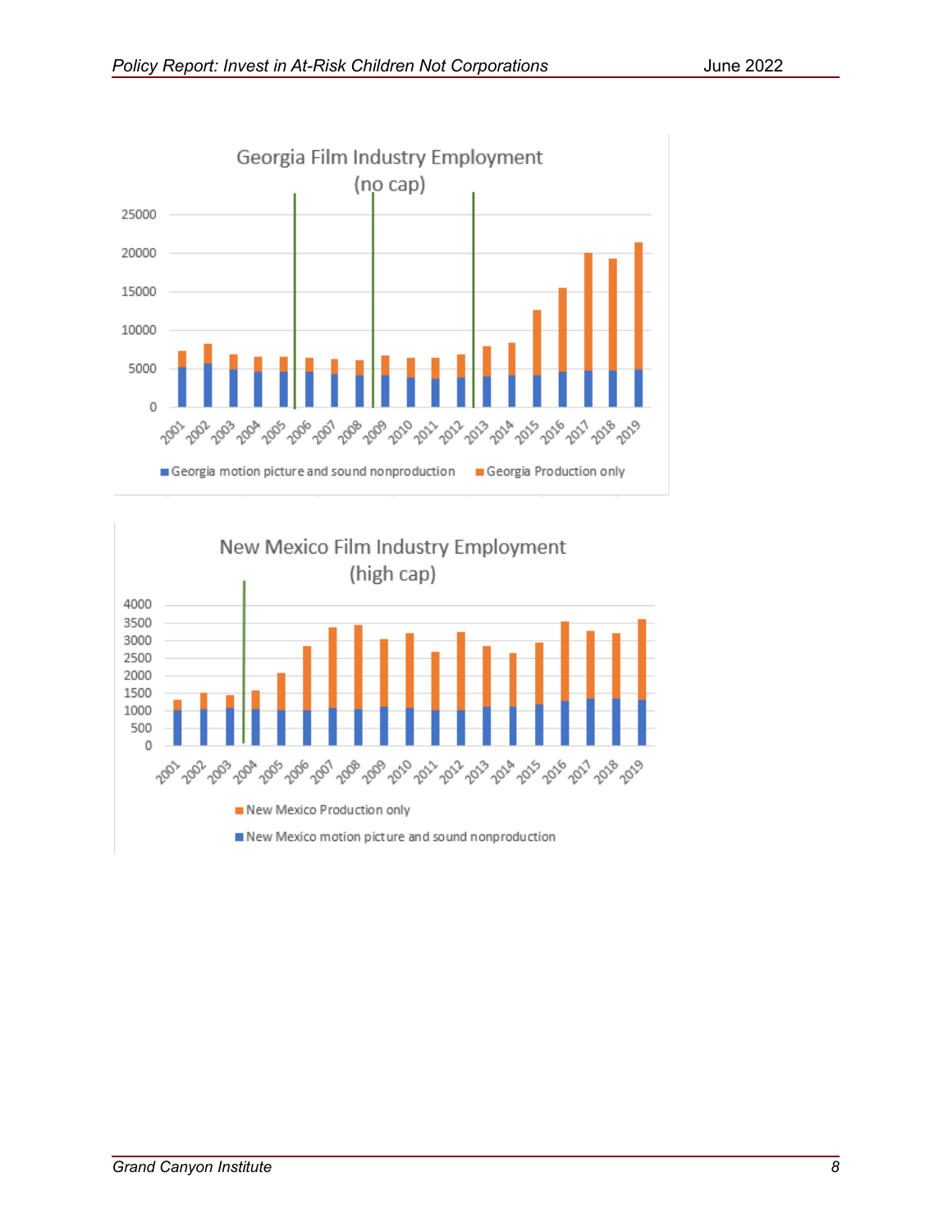Georgia Film Industry Employment
(no cap)

New Mexico Film Industry Employment
(high cap)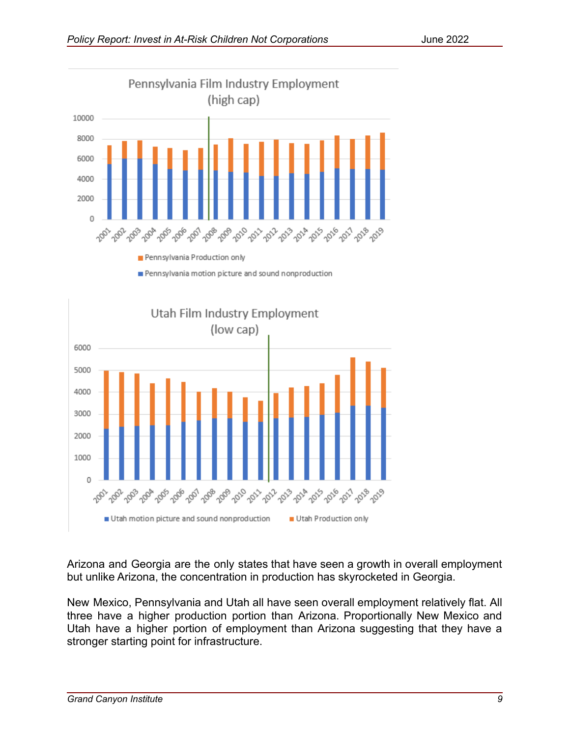Pennsylvania Film Industry Employment (high cap)

Utah Film Industry Employment (low cap)

Arizona and Georgia are the only states that have seen a growth in overall employment but unlike Arizona, the concentration in production has skyrocketed in Georgia.

New Mexico, Pennsylvania and Utah all have seen overall employment relatively flat. All three have a higher production portion than Arizona. Proportionally New Mexico and Utah have a higher portion of employment than Arizona suggesting that they have a stronger starting point for infrastructure.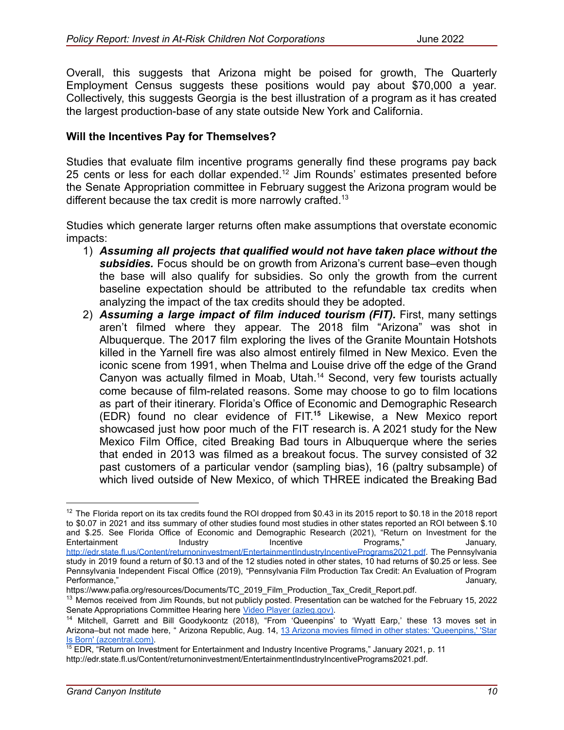Overall, this suggests that Arizona might be poised for growth, The Quarterly Employment Census suggests these positions would pay about $70,000 a year. Collectively, this suggests Georgia is the best illustration of a program as it has created the largest production-base of any state outside New York and California.

**Will the Incentives Pay for Themselves?**

Studies that evaluate film incentive programs generally find these programs pay back 25 cents or less for each dollar expended.[12] Jim Rounds' estimates presented before the Senate Appropriation committee in February suggest the Arizona program would be different because the tax credit is more narrowly crafted.[13]

Studies which generate larger returns often make assumptions that overstate economic impacts:

1) ***Assuming all projects that qualified would not have taken place without the subsidies.*** Focus should be on growth from Arizona's current base–even though the base will also qualify for subsidies. So only the growth from the current baseline expectation should be attributed to the refundable tax credits when analyzing the impact of the tax credits should they be adopted.
2) ***Assuming a large impact of film induced tourism (FIT).*** First, many settings aren't filmed where they appear. The 2018 film "Arizona" was shot in Albuquerque. The 2017 film exploring the lives of the Granite Mountain Hotshots killed in the Yarnell fire was also almost entirely filmed in New Mexico. Even the iconic scene from 1991, when Thelma and Louise drive off the edge of the Grand Canyon was actually filmed in Moab, Utah.[14] Second, very few tourists actually come because of film-related reasons. Some may choose to go to film locations as part of their itinerary. Florida's Office of Economic and Demographic Research (EDR) found no clear evidence of FIT.**[15]** Likewise, a New Mexico report showcased just how poor much of the FIT research is. A 2021 study for the New Mexico Film Office, cited Breaking Bad tours in Albuquerque where the series that ended in 2013 was filmed as a breakout focus. The survey consisted of 32 past customers of a particular vendor (sampling bias), 16 (paltry subsample) of which lived outside of New Mexico, of which THREE indicated the Breaking Bad

---

[12] The Florida report on its tax credits found the ROI dropped from $0.43 in its 2015 report to $0.18 in the 2018 report to $0.07 in 2021 and itss summary of other studies found most studies in other states reported an ROI between $.10 and $.25. See Florida Office of Economic and Demographic Research (2021), "Return on Investment for the Entertainment Industry Incentive Programs," January, [http://edr.state.fl.us/Content/returnoninvestment/EntertainmentIndustryIncentivePrograms2021.pdf](http://edr.state.fl.us/Content/returnoninvestment/EntertainmentIndustryIncentivePrograms2021.pdf). The Pennsylvania study in 2019 found a return of $0.13 and of the 12 studies noted in other states, 10 had returns of $0.25 or less. See Pennsylvania Independent Fiscal Office (2019), "Pennsylvania Film Production Tax Credit: An Evaluation of Program Performance," January, https://www.pafia.org/resources/Documents/TC_2019_Film_Production_Tax_Credit_Report.pdf.

[13] Memos received from Jim Rounds, but not publicly posted. Presentation can be watched for the February 15, 2022 Senate Appropriations Committee Hearing here Video Player (azleg.gov).

[14] Mitchell, Garrett and Bill Goodykoontz (2018), "From 'Queenpins' to 'Wyatt Earp,' these 13 moves set in Arizona–but not made here, " Arizona Republic, Aug. 14, 13 Arizona movies filmed in other states: 'Queenpins,' 'Star Is Born' (azcentral.com).

[15] EDR, "Return on Investment for Entertainment and Industry Incentive Programs," January 2021, p. 11 http://edr.state.fl.us/Content/returnoninvestment/EntertainmentIndustryIncentivePrograms2021.pdf.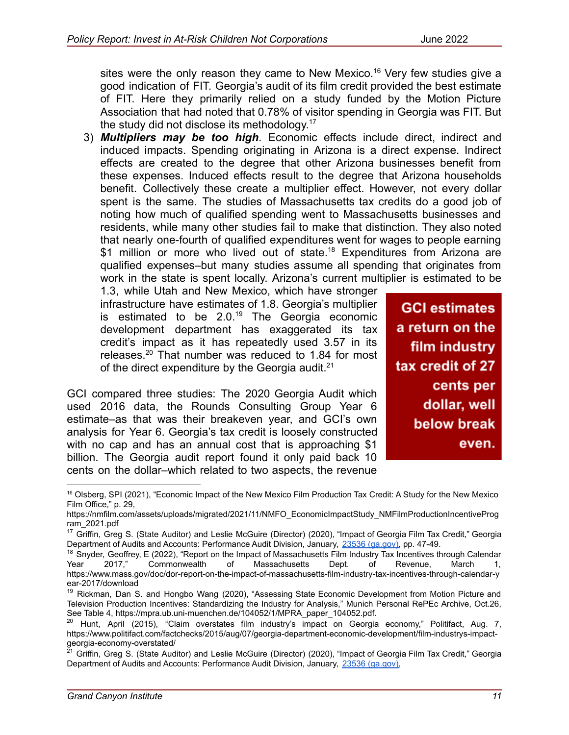sites were the only reason they came to New Mexico.[16] Very few studies give a good indication of FIT. Georgia's audit of its film credit provided the best estimate of FIT. Here they primarily relied on a study funded by the Motion Picture Association that had noted that 0.78% of visitor spending in Georgia was FIT. But the study did not disclose its methodology.[17]

3) ***Multipliers may be too high***. Economic effects include direct, indirect and induced impacts. Spending originating in Arizona is a direct expense. Indirect effects are created to the degree that other Arizona businesses benefit from these expenses. Induced effects result to the degree that Arizona households benefit. Collectively these create a multiplier effect. However, not every dollar spent is the same. The studies of Massachusetts tax credits do a good job of noting how much of qualified spending went to Massachusetts businesses and residents, while many other studies fail to make that distinction. They also noted that nearly one-fourth of qualified expenditures went for wages to people earning $1 million or more who lived out of state.[18] Expenditures from Arizona are qualified expenses–but many studies assume all spending that originates from work in the state is spent locally. Arizona's current multiplier is estimated to be 1.3, while Utah and New Mexico, which have stronger infrastructure have estimates of 1.8. Georgia's multiplier is estimated to be 2.0.[19] The Georgia economic development department has exaggerated its tax credit's impact as it has repeatedly used 3.57 in its releases.[20] That number was reduced to 1.84 for most of the direct expenditure by the Georgia audit.[21]

**GCI estimates a return on the film industry tax credit of 27 cents per dollar, well below break even.**

GCI compared three studies: The 2020 Georgia Audit which used 2016 data, the Rounds Consulting Group Year 6 estimate–as that was their breakeven year, and GCI's own analysis for Year 6. Georgia's tax credit is loosely constructed with no cap and has an annual cost that is approaching $1 billion. The Georgia audit report found it only paid back 10 cents on the dollar–which related to two aspects, the revenue

---

[16] Olsberg, SPI (2021), "Economic Impact of the New Mexico Film Production Tax Credit: A Study for the New Mexico Film Office," p. 29, https://nmfilm.com/assets/uploads/migrated/2021/11/NMFO_EconomicImpactStudy_NMFilmProductionIncentiveProgram_2021.pdf

[17] Griffin, Greg S. (State Auditor) and Leslie McGuire (Director) (2020), "Impact of Georgia Film Tax Credit," Georgia Department of Audits and Accounts: Performance Audit Division, January, 23536 (ga.gov), pp. 47-49.

[18] Snyder, Geoffrey, E (2022), "Report on the Impact of Massachusetts Film Industry Tax Incentives through Calendar Year 2017," Commonwealth of Massachusetts Dept. of Revenue, March 1, https://www.mass.gov/doc/dor-report-on-the-impact-of-massachusetts-film-industry-tax-incentives-through-calendar-year-2017/download

[19] Rickman, Dan S. and Hongbo Wang (2020), "Assessing State Economic Development from Motion Picture and Television Production Incentives: Standardizing the Industry for Analysis," Munich Personal RePEc Archive, Oct.26, See Table 4, https://mpra.ub.uni-muenchen.de/104052/1/MPRA_paper_104052.pdf.

[20] Hunt, April (2015), "Claim overstates film industry's impact on Georgia economy," Politifact, Aug. 7, https://www.politifact.com/factchecks/2015/aug/07/georgia-department-economic-development/film-industrys-impact-georgia-economy-overstated/

[21] Griffin, Greg S. (State Auditor) and Leslie McGuire (Director) (2020), "Impact of Georgia Film Tax Credit," Georgia Department of Audits and Accounts: Performance Audit Division, January, 23536 (ga.gov),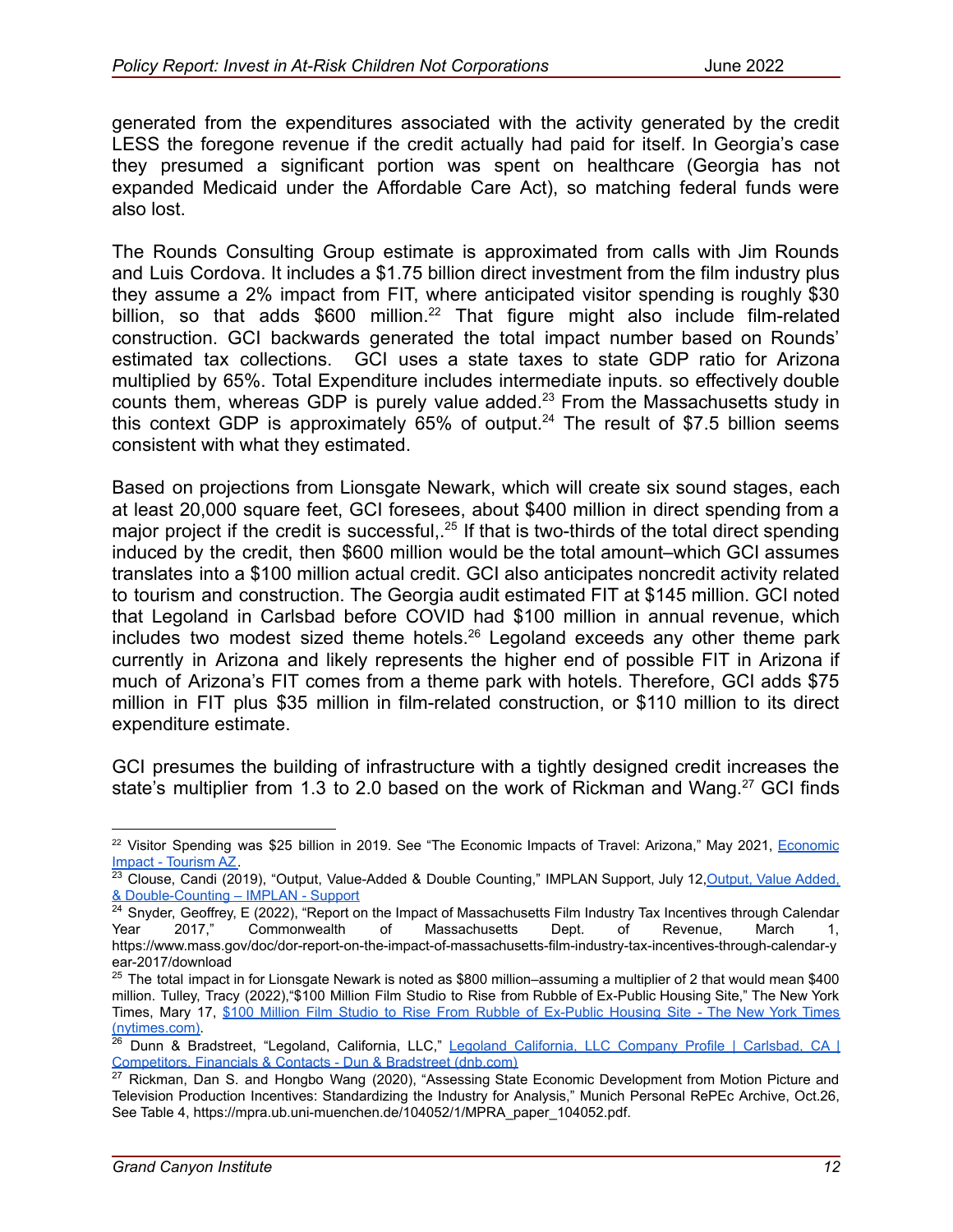generated from the expenditures associated with the activity generated by the credit LESS the foregone revenue if the credit actually had paid for itself. In Georgia's case they presumed a significant portion was spent on healthcare (Georgia has not expanded Medicaid under the Affordable Care Act), so matching federal funds were also lost.

The Rounds Consulting Group estimate is approximated from calls with Jim Rounds and Luis Cordova. It includes a $1.75 billion direct investment from the film industry plus they assume a 2% impact from FIT, where anticipated visitor spending is roughly $30 billion, so that adds $600 million.[22] That figure might also include film-related construction. GCI backwards generated the total impact number based on Rounds' estimated tax collections. GCI uses a state taxes to state GDP ratio for Arizona multiplied by 65%. Total Expenditure includes intermediate inputs. so effectively double counts them, whereas GDP is purely value added.[23] From the Massachusetts study in this context GDP is approximately 65% of output.[24] The result of $7.5 billion seems consistent with what they estimated.

Based on projections from Lionsgate Newark, which will create six sound stages, each at least 20,000 square feet, GCI foresees, about $400 million in direct spending from a major project if the credit is successful,.[25] If that is two-thirds of the total direct spending induced by the credit, then $600 million would be the total amount–which GCI assumes translates into a $100 million actual credit. GCI also anticipates noncredit activity related to tourism and construction. The Georgia audit estimated FIT at $145 million. GCI noted that Legoland in Carlsbad before COVID had $100 million in annual revenue, which includes two modest sized theme hotels.[26] Legoland exceeds any other theme park currently in Arizona and likely represents the higher end of possible FIT in Arizona if much of Arizona's FIT comes from a theme park with hotels. Therefore, GCI adds $75 million in FIT plus $35 million in film-related construction, or $110 million to its direct expenditure estimate.

GCI presumes the building of infrastructure with a tightly designed credit increases the state's multiplier from 1.3 to 2.0 based on the work of Rickman and Wang.[27] GCI finds

---

[22] Visitor Spending was $25 billion in 2019. See "The Economic Impacts of Travel: Arizona," May 2021, Economic Impact - Tourism AZ.

[23] Clouse, Candi (2019), "Output, Value-Added & Double Counting," IMPLAN Support, July 12, Output, Value Added, & Double-Counting – IMPLAN - Support

[24] Snyder, Geoffrey, E (2022), "Report on the Impact of Massachusetts Film Industry Tax Incentives through Calendar Year 2017," Commonwealth of Massachusetts Dept. of Revenue, March 1, https://www.mass.gov/doc/dor-report-on-the-impact-of-massachusetts-film-industry-tax-incentives-through-calendar-year-2017/download

[25] The total impact in for Lionsgate Newark is noted as $800 million–assuming a multiplier of 2 that would mean $400 million. Tulley, Tracy (2022),"$100 Million Film Studio to Rise from Rubble of Ex-Public Housing Site," The New York Times, Mary 17, $100 Million Film Studio to Rise From Rubble of Ex-Public Housing Site - The New York Times (nytimes.com).

[26] Dunn & Bradstreet, "Legoland, California, LLC," Legoland California, LLC Company Profile | Carlsbad, CA | Competitors, Financials & Contacts - Dun & Bradstreet (dnb.com)

[27] Rickman, Dan S. and Hongbo Wang (2020), "Assessing State Economic Development from Motion Picture and Television Production Incentives: Standardizing the Industry for Analysis," Munich Personal RePEc Archive, Oct.26, See Table 4, https://mpra.ub.uni-muenchen.de/104052/1/MPRA_paper_104052.pdf.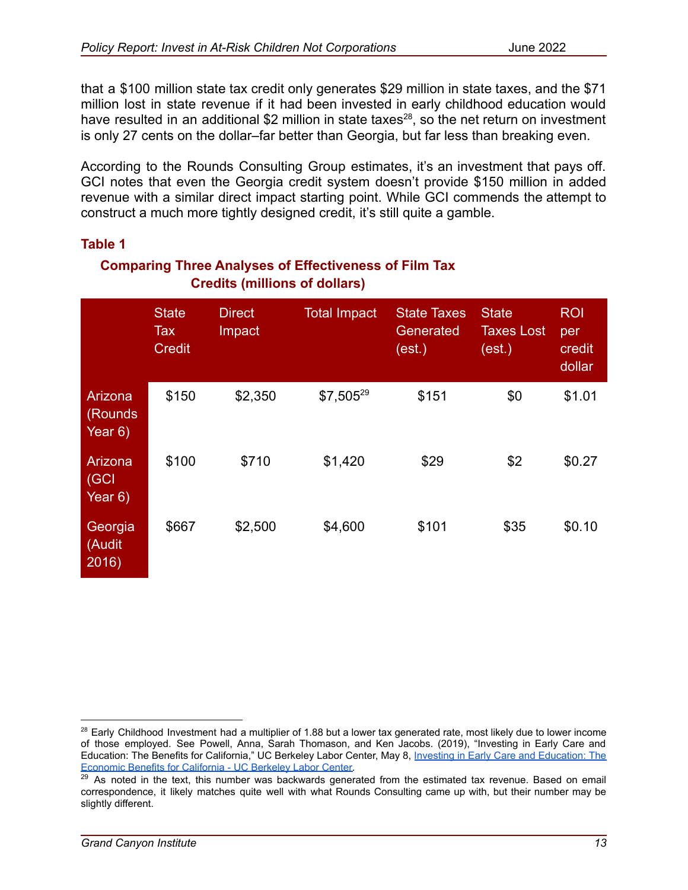that a $100 million state tax credit only generates $29 million in state taxes, and the $71 million lost in state revenue if it had been invested in early childhood education would have resulted in an additional $2 million in state taxes[28], so the net return on investment is only 27 cents on the dollar–far better than Georgia, but far less than breaking even.

According to the Rounds Consulting Group estimates, it's an investment that pays off. GCI notes that even the Georgia credit system doesn't provide $150 million in added revenue with a similar direct impact starting point. While GCI commends the attempt to construct a much more tightly designed credit, it's still quite a gamble.

**Table 1**

**Comparing Three Analyses of Effectiveness of Film Tax Credits (millions of dollars)**

| | State Tax Credit | Direct Impact | Total Impact | State Taxes Generated (est.) | State Taxes Lost (est.) | ROI per credit dollar |
|---|---|---|---|---|---|---|
| Arizona (Rounds Year 6) | $150 | $2,350 | $7,505[29] | $151 | $0 | $1.01 |
| Arizona (GCI Year 6) | $100 | $710 | $1,420 | $29 | $2 | $0.27 |
| Georgia (Audit 2016) | $667 | $2,500 | $4,600 | $101 | $35 | $0.10 |

[28] Early Childhood Investment had a multiplier of 1.88 but a lower tax generated rate, most likely due to lower income of those employed. See Powell, Anna, Sarah Thomason, and Ken Jacobs. (2019), "Investing in Early Care and Education: The Benefits for California," UC Berkeley Labor Center, May 8, [Investing in Early Care and Education: The Economic Benefits for California - UC Berkeley Labor Center](#).

[29] As noted in the text, this number was backwards generated from the estimated tax revenue. Based on email correspondence, it likely matches quite well with what Rounds Consulting came up with, but their number may be slightly different.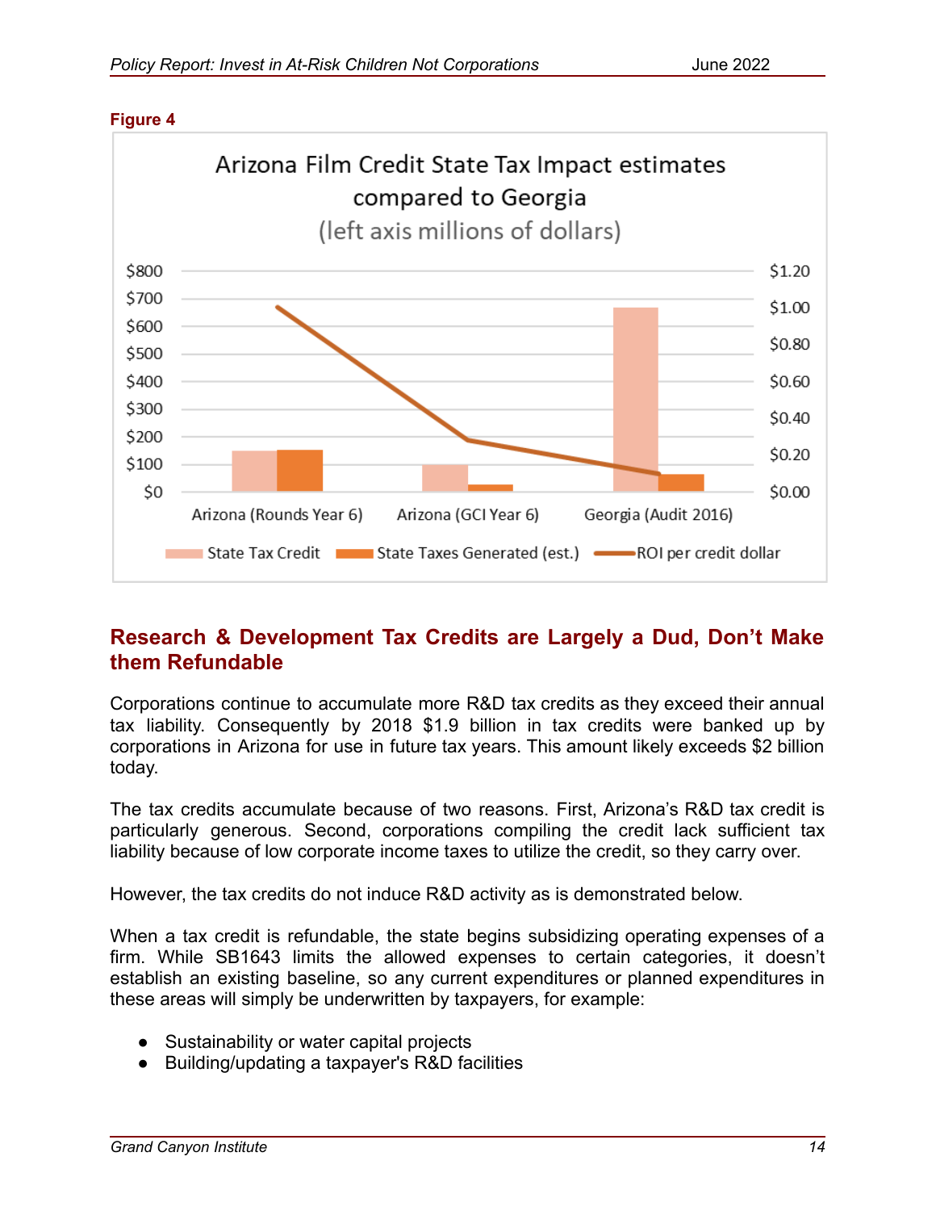**Figure 4**

Arizona Film Credit State Tax Impact estimates compared to Georgia (left axis millions of dollars)

| | State Tax Credit | State Taxes Generated (est.) | ROI per credit dollar |
|---|---|---|---|
| Arizona (Rounds Year 6) | | | |
| Arizona (GCI Year 6) | | | |
| Georgia (Audit 2016) | | | |

## Research & Development Tax Credits are Largely a Dud, Don't Make them Refundable

Corporations continue to accumulate more R&D tax credits as they exceed their annual tax liability. Consequently by 2018 $1.9 billion in tax credits were banked up by corporations in Arizona for use in future tax years. This amount likely exceeds $2 billion today.

The tax credits accumulate because of two reasons. First, Arizona's R&D tax credit is particularly generous. Second, corporations compiling the credit lack sufficient tax liability because of low corporate income taxes to utilize the credit, so they carry over.

However, the tax credits do not induce R&D activity as is demonstrated below.

When a tax credit is refundable, the state begins subsidizing operating expenses of a firm. While SB1643 limits the allowed expenses to certain categories, it doesn't establish an existing baseline, so any current expenditures or planned expenditures in these areas will simply be underwritten by taxpayers, for example:

- Sustainability or water capital projects
- Building/updating a taxpayer's R&D facilities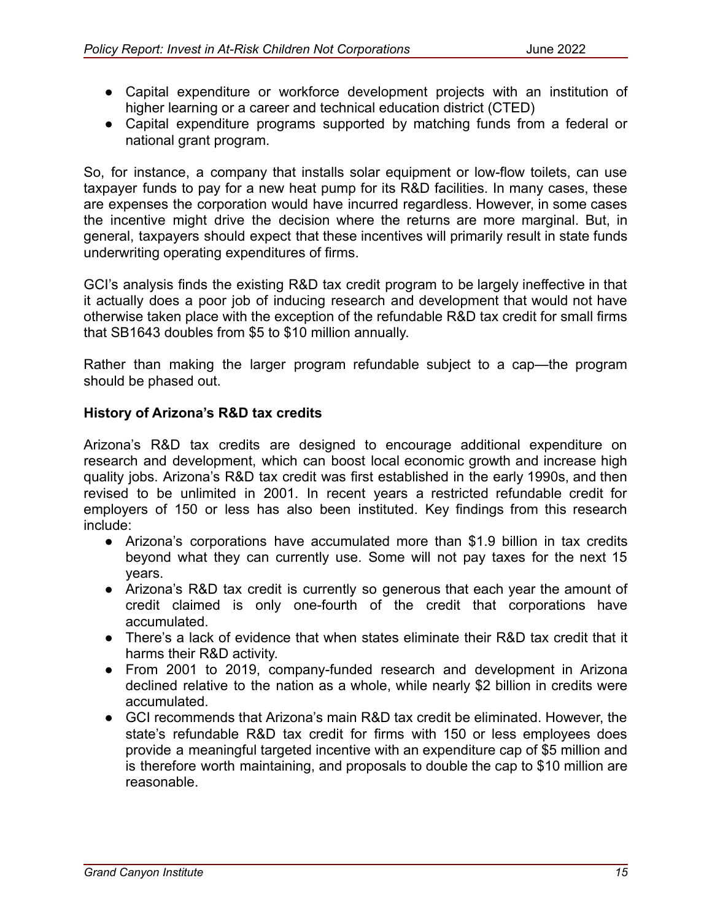- Capital expenditure or workforce development projects with an institution of higher learning or a career and technical education district (CTED)
- Capital expenditure programs supported by matching funds from a federal or national grant program.

So, for instance, a company that installs solar equipment or low-flow toilets, can use taxpayer funds to pay for a new heat pump for its R&D facilities. In many cases, these are expenses the corporation would have incurred regardless. However, in some cases the incentive might drive the decision where the returns are more marginal. But, in general, taxpayers should expect that these incentives will primarily result in state funds underwriting operating expenditures of firms.

GCI's analysis finds the existing R&D tax credit program to be largely ineffective in that it actually does a poor job of inducing research and development that would not have otherwise taken place with the exception of the refundable R&D tax credit for small firms that SB1643 doubles from $5 to $10 million annually.

Rather than making the larger program refundable subject to a cap—the program should be phased out.

**History of Arizona's R&D tax credits**

Arizona's R&D tax credits are designed to encourage additional expenditure on research and development, which can boost local economic growth and increase high quality jobs. Arizona's R&D tax credit was first established in the early 1990s, and then revised to be unlimited in 2001. In recent years a restricted refundable credit for employers of 150 or less has also been instituted. Key findings from this research include:

- Arizona's corporations have accumulated more than $1.9 billion in tax credits beyond what they can currently use. Some will not pay taxes for the next 15 years.
- Arizona's R&D tax credit is currently so generous that each year the amount of credit claimed is only one-fourth of the credit that corporations have accumulated.
- There's a lack of evidence that when states eliminate their R&D tax credit that it harms their R&D activity.
- From 2001 to 2019, company-funded research and development in Arizona declined relative to the nation as a whole, while nearly $2 billion in credits were accumulated.
- GCI recommends that Arizona's main R&D tax credit be eliminated. However, the state's refundable R&D tax credit for firms with 150 or less employees does provide a meaningful targeted incentive with an expenditure cap of $5 million and is therefore worth maintaining, and proposals to double the cap to $10 million are reasonable.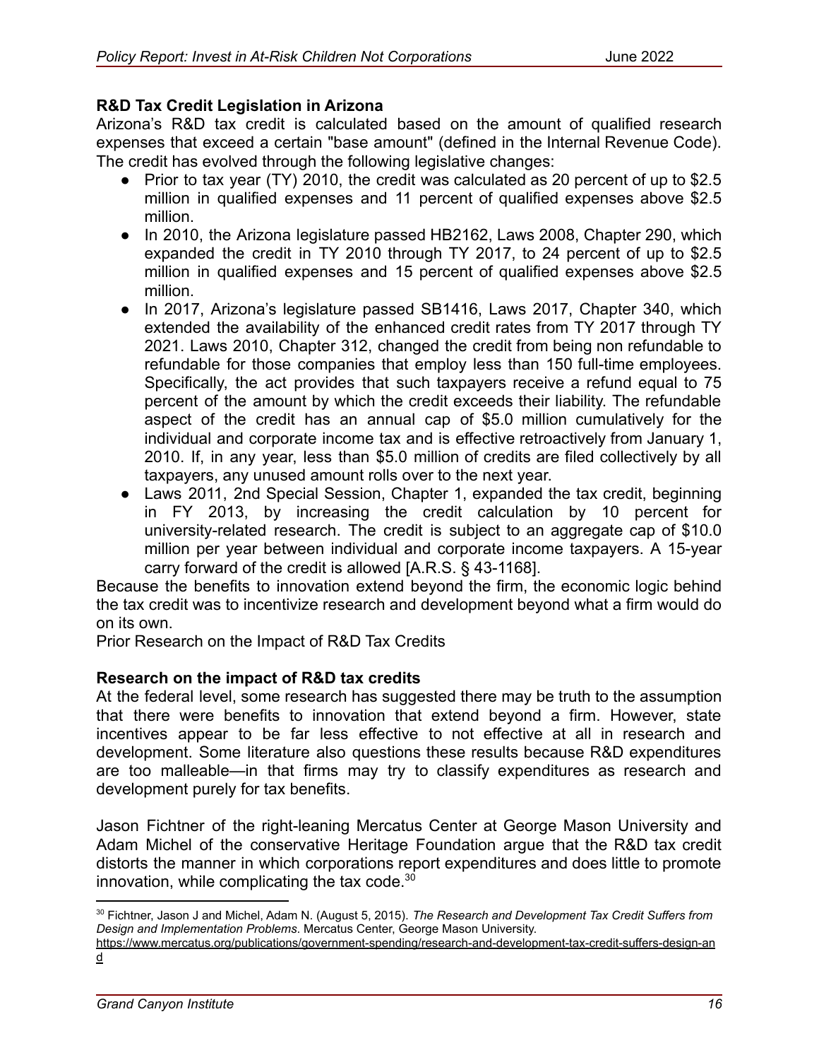**R&D Tax Credit Legislation in Arizona**

Arizona's R&D tax credit is calculated based on the amount of qualified research expenses that exceed a certain "base amount" (defined in the Internal Revenue Code). The credit has evolved through the following legislative changes:

- Prior to tax year (TY) 2010, the credit was calculated as 20 percent of up to $2.5 million in qualified expenses and 11 percent of qualified expenses above $2.5 million.
- In 2010, the Arizona legislature passed HB2162, Laws 2008, Chapter 290, which expanded the credit in TY 2010 through TY 2017, to 24 percent of up to $2.5 million in qualified expenses and 15 percent of qualified expenses above $2.5 million.
- In 2017, Arizona's legislature passed SB1416, Laws 2017, Chapter 340, which extended the availability of the enhanced credit rates from TY 2017 through TY 2021. Laws 2010, Chapter 312, changed the credit from being non refundable to refundable for those companies that employ less than 150 full-time employees. Specifically, the act provides that such taxpayers receive a refund equal to 75 percent of the amount by which the credit exceeds their liability. The refundable aspect of the credit has an annual cap of $5.0 million cumulatively for the individual and corporate income tax and is effective retroactively from January 1, 2010. If, in any year, less than $5.0 million of credits are filed collectively by all taxpayers, any unused amount rolls over to the next year.
- Laws 2011, 2nd Special Session, Chapter 1, expanded the tax credit, beginning in FY 2013, by increasing the credit calculation by 10 percent for university-related research. The credit is subject to an aggregate cap of $10.0 million per year between individual and corporate income taxpayers. A 15-year carry forward of the credit is allowed [A.R.S. § 43-1168].

Because the benefits to innovation extend beyond the firm, the economic logic behind the tax credit was to incentivize research and development beyond what a firm would do on its own.

Prior Research on the Impact of R&D Tax Credits

**Research on the impact of R&D tax credits**

At the federal level, some research has suggested there may be truth to the assumption that there were benefits to innovation that extend beyond a firm. However, state incentives appear to be far less effective to not effective at all in research and development. Some literature also questions these results because R&D expenditures are too malleable—in that firms may try to classify expenditures as research and development purely for tax benefits.

Jason Fichtner of the right-leaning Mercatus Center at George Mason University and Adam Michel of the conservative Heritage Foundation argue that the R&D tax credit distorts the manner in which corporations report expenditures and does little to promote innovation, while complicating the tax code.[30]

---

[30] Fichtner, Jason J and Michel, Adam N. (August 5, 2015). *The Research and Development Tax Credit Suffers from Design and Implementation Problems*. Mercatus Center, George Mason University. https://www.mercatus.org/publications/government-spending/research-and-development-tax-credit-suffers-design-and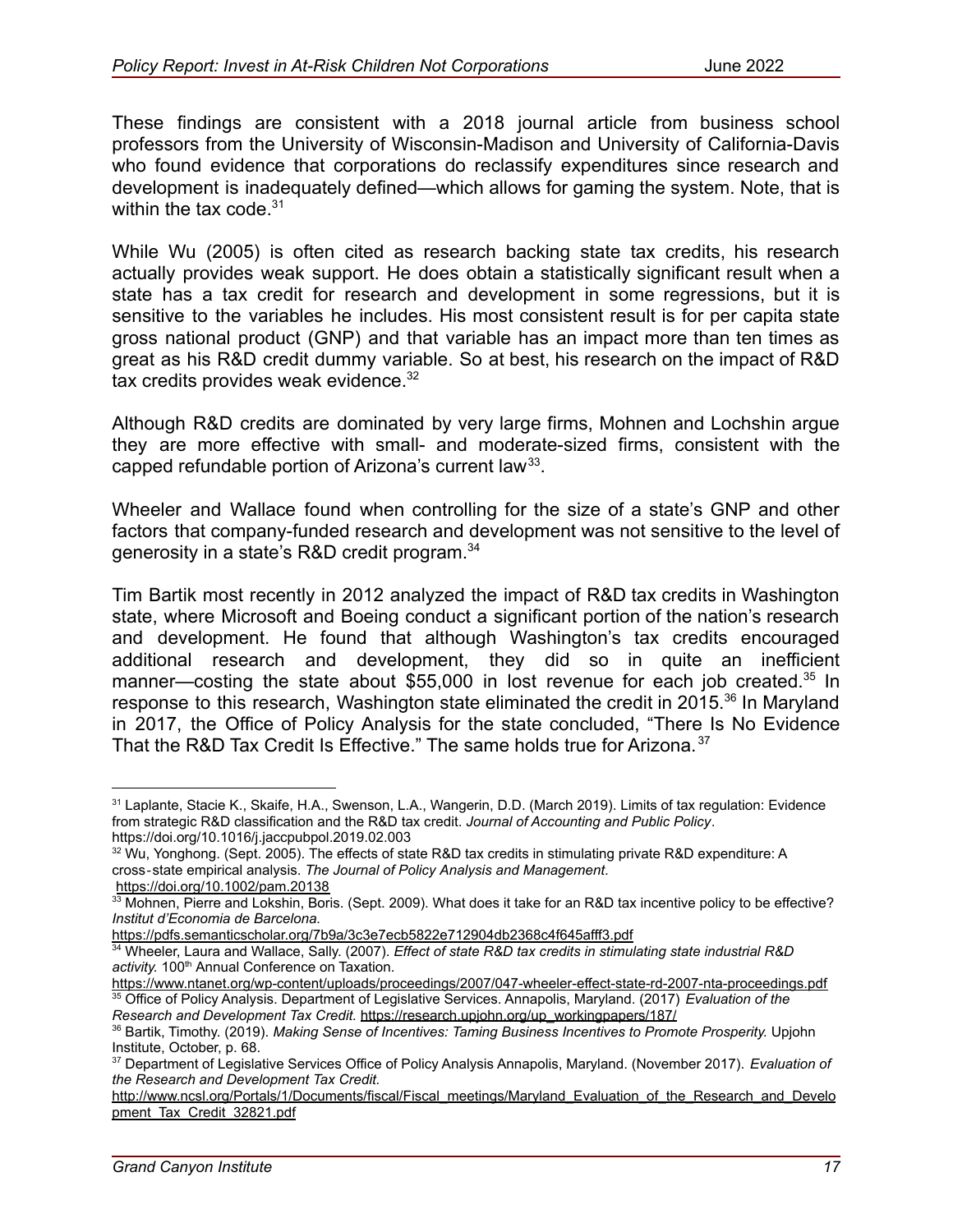These findings are consistent with a 2018 journal article from business school professors from the University of Wisconsin-Madison and University of California-Davis who found evidence that corporations do reclassify expenditures since research and development is inadequately defined—which allows for gaming the system. Note, that is within the tax code.[31]

While Wu (2005) is often cited as research backing state tax credits, his research actually provides weak support. He does obtain a statistically significant result when a state has a tax credit for research and development in some regressions, but it is sensitive to the variables he includes. His most consistent result is for per capita state gross national product (GNP) and that variable has an impact more than ten times as great as his R&D credit dummy variable. So at best, his research on the impact of R&D tax credits provides weak evidence.[32]

Although R&D credits are dominated by very large firms, Mohnen and Lochshin argue they are more effective with small- and moderate-sized firms, consistent with the capped refundable portion of Arizona's current law[33].

Wheeler and Wallace found when controlling for the size of a state's GNP and other factors that company-funded research and development was not sensitive to the level of generosity in a state's R&D credit program.[34]

Tim Bartik most recently in 2012 analyzed the impact of R&D tax credits in Washington state, where Microsoft and Boeing conduct a significant portion of the nation's research and development. He found that although Washington's tax credits encouraged additional research and development, they did so in quite an inefficient manner—costing the state about $55,000 in lost revenue for each job created.[35] In response to this research, Washington state eliminated the credit in 2015.[36] In Maryland in 2017, the Office of Policy Analysis for the state concluded, "There Is No Evidence That the R&D Tax Credit Is Effective." The same holds true for Arizona.[37]

---

[31] Laplante, Stacie K., Skaife, H.A., Swenson, L.A., Wangerin, D.D. (March 2019). Limits of tax regulation: Evidence from strategic R&D classification and the R&D tax credit. *Journal of Accounting and Public Policy*. https://doi.org/10.1016/j.jaccpubpol.2019.02.003

[32] Wu, Yonghong. (Sept. 2005). The effects of state R&D tax credits in stimulating private R&D expenditure: A cross-state empirical analysis. *The Journal of Policy Analysis and Management*. https://doi.org/10.1002/pam.20138

[33] Mohnen, Pierre and Lokshin, Boris. (Sept. 2009). What does it take for an R&D tax incentive policy to be effective? *Institut d'Economia de Barcelona.* https://pdfs.semanticscholar.org/7b9a/3c3e7ecb5822e712904db2368c4f645afff3.pdf

[34] Wheeler, Laura and Wallace, Sally. (2007). *Effect of state R&D tax credits in stimulating state industrial R&D activity.* 100th Annual Conference on Taxation. https://www.ntanet.org/wp-content/uploads/proceedings/2007/047-wheeler-effect-state-rd-2007-nta-proceedings.pdf

[35] Office of Policy Analysis. Department of Legislative Services. Annapolis, Maryland. (2017) *Evaluation of the Research and Development Tax Credit.* https://research.upjohn.org/up_workingpapers/187/

[36] Bartik, Timothy. (2019). *Making Sense of Incentives: Taming Business Incentives to Promote Prosperity.* Upjohn Institute, October, p. 68.

[37] Department of Legislative Services Office of Policy Analysis Annapolis, Maryland. (November 2017). *Evaluation of the Research and Development Tax Credit.* http://www.ncsl.org/Portals/1/Documents/fiscal/Fiscal_meetings/Maryland_Evaluation_of_the_Research_and_Development_Tax_Credit_32821.pdf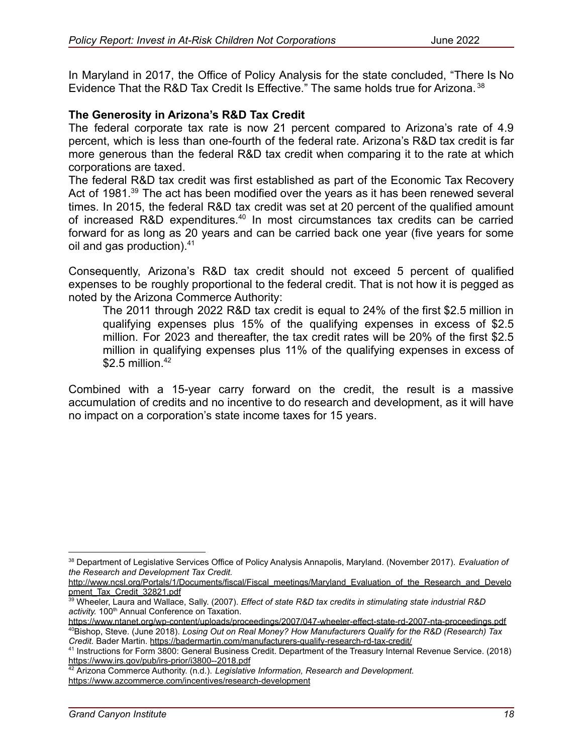In Maryland in 2017, the Office of Policy Analysis for the state concluded, "There Is No Evidence That the R&D Tax Credit Is Effective." The same holds true for Arizona.[38]

**The Generosity in Arizona's R&D Tax Credit**

The federal corporate tax rate is now 21 percent compared to Arizona's rate of 4.9 percent, which is less than one-fourth of the federal rate. Arizona's R&D tax credit is far more generous than the federal R&D tax credit when comparing it to the rate at which corporations are taxed.

The federal R&D tax credit was first established as part of the Economic Tax Recovery Act of 1981.[39] The act has been modified over the years as it has been renewed several times. In 2015, the federal R&D tax credit was set at 20 percent of the qualified amount of increased R&D expenditures.[40] In most circumstances tax credits can be carried forward for as long as 20 years and can be carried back one year (five years for some oil and gas production).[41]

Consequently, Arizona's R&D tax credit should not exceed 5 percent of qualified expenses to be roughly proportional to the federal credit. That is not how it is pegged as noted by the Arizona Commerce Authority:

> The 2011 through 2022 R&D tax credit is equal to 24% of the first $2.5 million in qualifying expenses plus 15% of the qualifying expenses in excess of $2.5 million. For 2023 and thereafter, the tax credit rates will be 20% of the first $2.5 million in qualifying expenses plus 11% of the qualifying expenses in excess of $2.5 million.[42]

Combined with a 15-year carry forward on the credit, the result is a massive accumulation of credits and no incentive to do research and development, as it will have no impact on a corporation's state income taxes for 15 years.

---

[38] Department of Legislative Services Office of Policy Analysis Annapolis, Maryland. (November 2017). *Evaluation of the Research and Development Tax Credit.* http://www.ncsl.org/Portals/1/Documents/fiscal/Fiscal_meetings/Maryland_Evaluation_of_the_Research_and_Development_Tax_Credit_32821.pdf

[39] Wheeler, Laura and Wallace, Sally. (2007). *Effect of state R&D tax credits in stimulating state industrial R&D activity.* 100th Annual Conference on Taxation. https://www.ntanet.org/wp-content/uploads/proceedings/2007/047-wheeler-effect-state-rd-2007-nta-proceedings.pdf

[40] Bishop, Steve. (June 2018). *Losing Out on Real Money? How Manufacturers Qualify for the R&D (Research) Tax Credit.* Bader Martin. https://badermartin.com/manufacturers-qualify-research-rd-tax-credit/

[41] Instructions for Form 3800: General Business Credit. Department of the Treasury Internal Revenue Service. (2018) https://www.irs.gov/pub/irs-prior/i3800--2018.pdf

[42] Arizona Commerce Authority. (n.d.). *Legislative Information, Research and Development.* https://www.azcommerce.com/incentives/research-development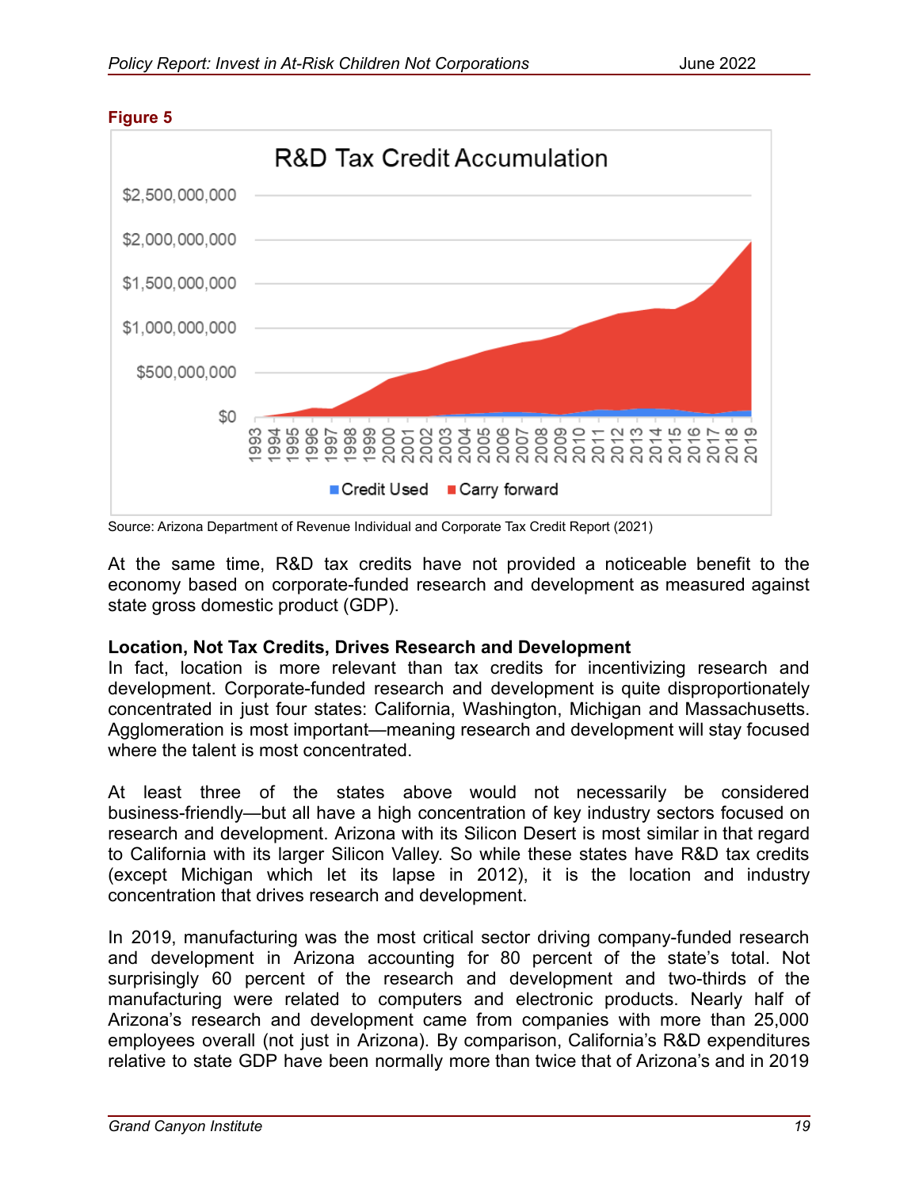**Figure 5**

Source: Arizona Department of Revenue Individual and Corporate Tax Credit Report (2021)

At the same time, R&D tax credits have not provided a noticeable benefit to the economy based on corporate-funded research and development as measured against state gross domestic product (GDP).

**Location, Not Tax Credits, Drives Research and Development**

In fact, location is more relevant than tax credits for incentivizing research and development. Corporate-funded research and development is quite disproportionately concentrated in just four states: California, Washington, Michigan and Massachusetts. Agglomeration is most important—meaning research and development will stay focused where the talent is most concentrated.

At least three of the states above would not necessarily be considered business-friendly—but all have a high concentration of key industry sectors focused on research and development. Arizona with its Silicon Desert is most similar in that regard to California with its larger Silicon Valley. So while these states have R&D tax credits (except Michigan which let its lapse in 2012), it is the location and industry concentration that drives research and development.

In 2019, manufacturing was the most critical sector driving company-funded research and development in Arizona accounting for 80 percent of the state's total. Not surprisingly 60 percent of the research and development and two-thirds of the manufacturing were related to computers and electronic products. Nearly half of Arizona's research and development came from companies with more than 25,000 employees overall (not just in Arizona). By comparison, California's R&D expenditures relative to state GDP have been normally more than twice that of Arizona's and in 2019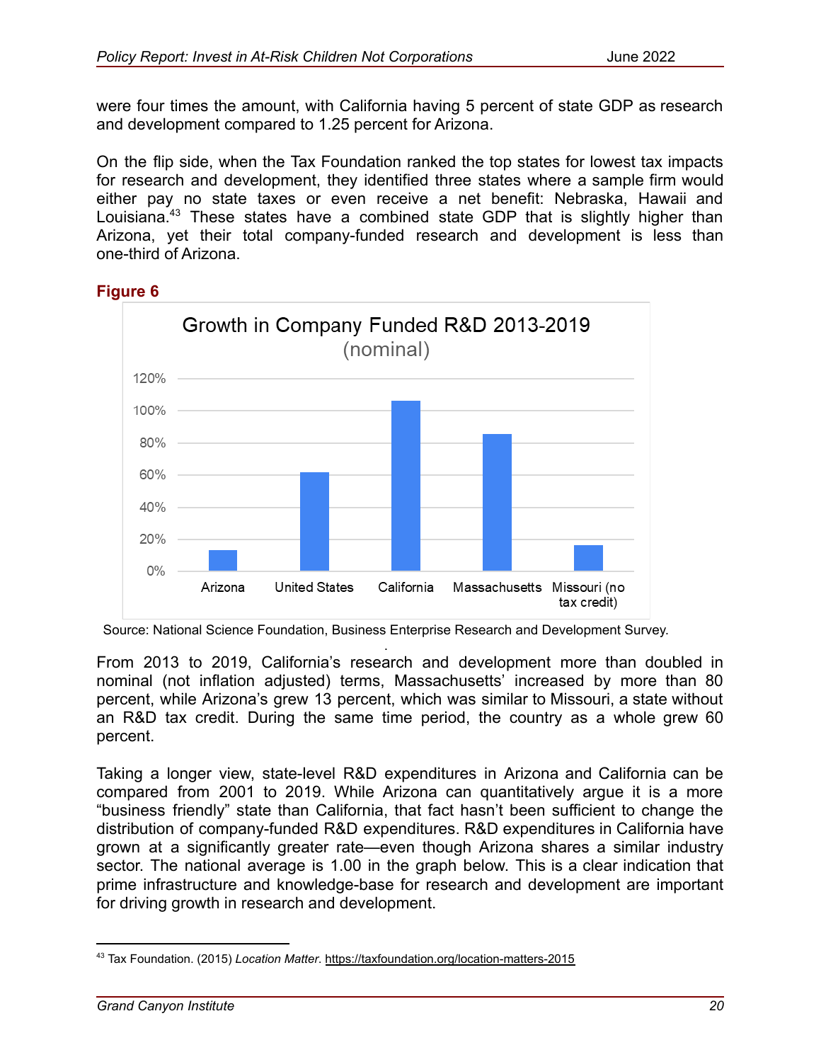were four times the amount, with California having 5 percent of state GDP as research and development compared to 1.25 percent for Arizona.

On the flip side, when the Tax Foundation ranked the top states for lowest tax impacts for research and development, they identified three states where a sample firm would either pay no state taxes or even receive a net benefit: Nebraska, Hawaii and Louisiana.[43] These states have a combined state GDP that is slightly higher than Arizona, yet their total company-funded research and development is less than one-third of Arizona.

**Figure 6**

Growth in Company Funded R&D 2013-2019 (nominal)

Source: National Science Foundation, Business Enterprise Research and Development Survey.

From 2013 to 2019, California's research and development more than doubled in nominal (not inflation adjusted) terms, Massachusetts' increased by more than 80 percent, while Arizona's grew 13 percent, which was similar to Missouri, a state without an R&D tax credit. During the same time period, the country as a whole grew 60 percent.

Taking a longer view, state-level R&D expenditures in Arizona and California can be compared from 2001 to 2019. While Arizona can quantitatively argue it is a more "business friendly" state than California, that fact hasn't been sufficient to change the distribution of company-funded R&D expenditures. R&D expenditures in California have grown at a significantly greater rate—even though Arizona shares a similar industry sector. The national average is 1.00 in the graph below. This is a clear indication that prime infrastructure and knowledge-base for research and development are important for driving growth in research and development.

---

[43] Tax Foundation. (2015) *Location Matter.* https://taxfoundation.org/location-matters-2015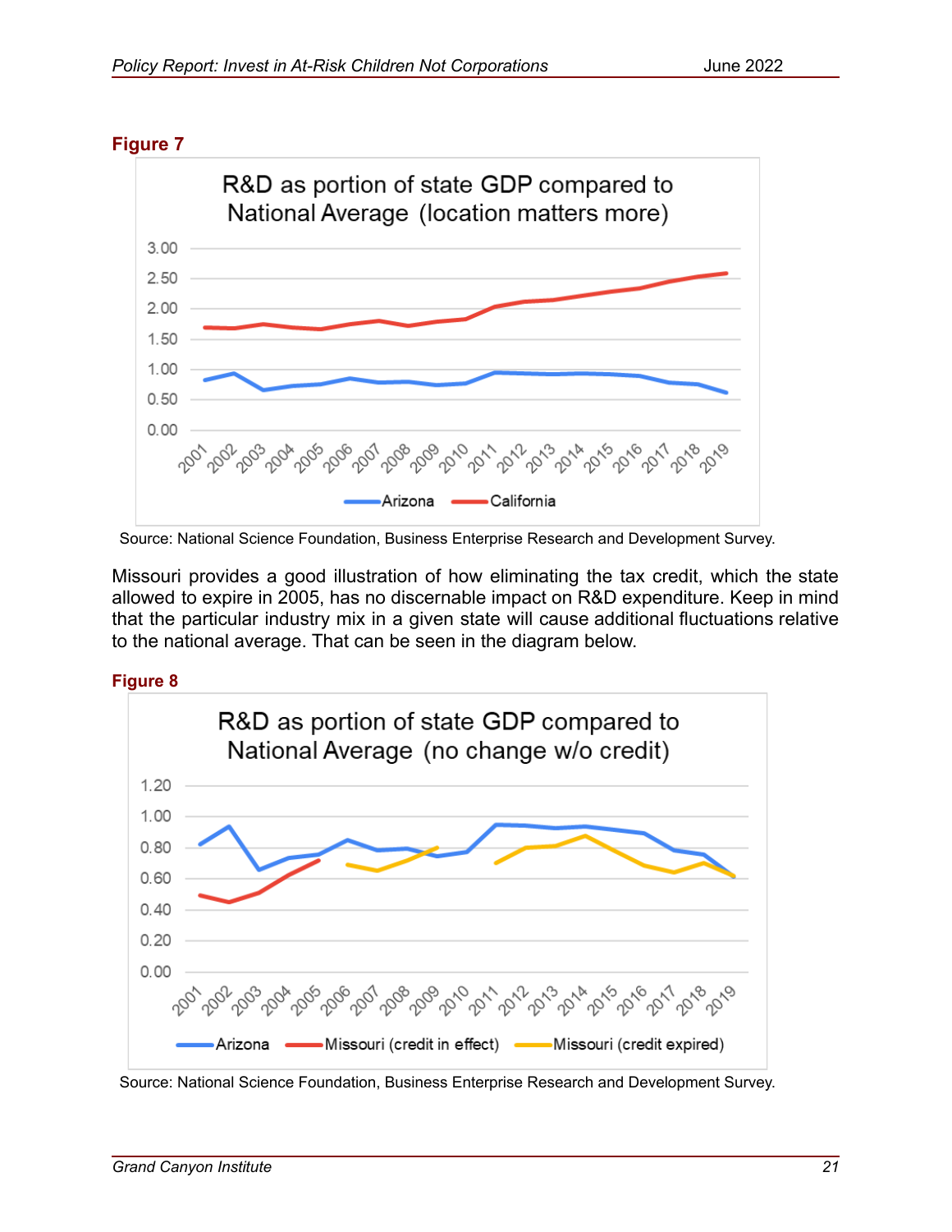**Figure 7**

R&D as portion of state GDP compared to National Average (location matters more)

Source: National Science Foundation, Business Enterprise Research and Development Survey.

Missouri provides a good illustration of how eliminating the tax credit, which the state allowed to expire in 2005, has no discernable impact on R&D expenditure. Keep in mind that the particular industry mix in a given state will cause additional fluctuations relative to the national average. That can be seen in the diagram below.

**Figure 8**

R&D as portion of state GDP compared to National Average (no change w/o credit)

Source: National Science Foundation, Business Enterprise Research and Development Survey.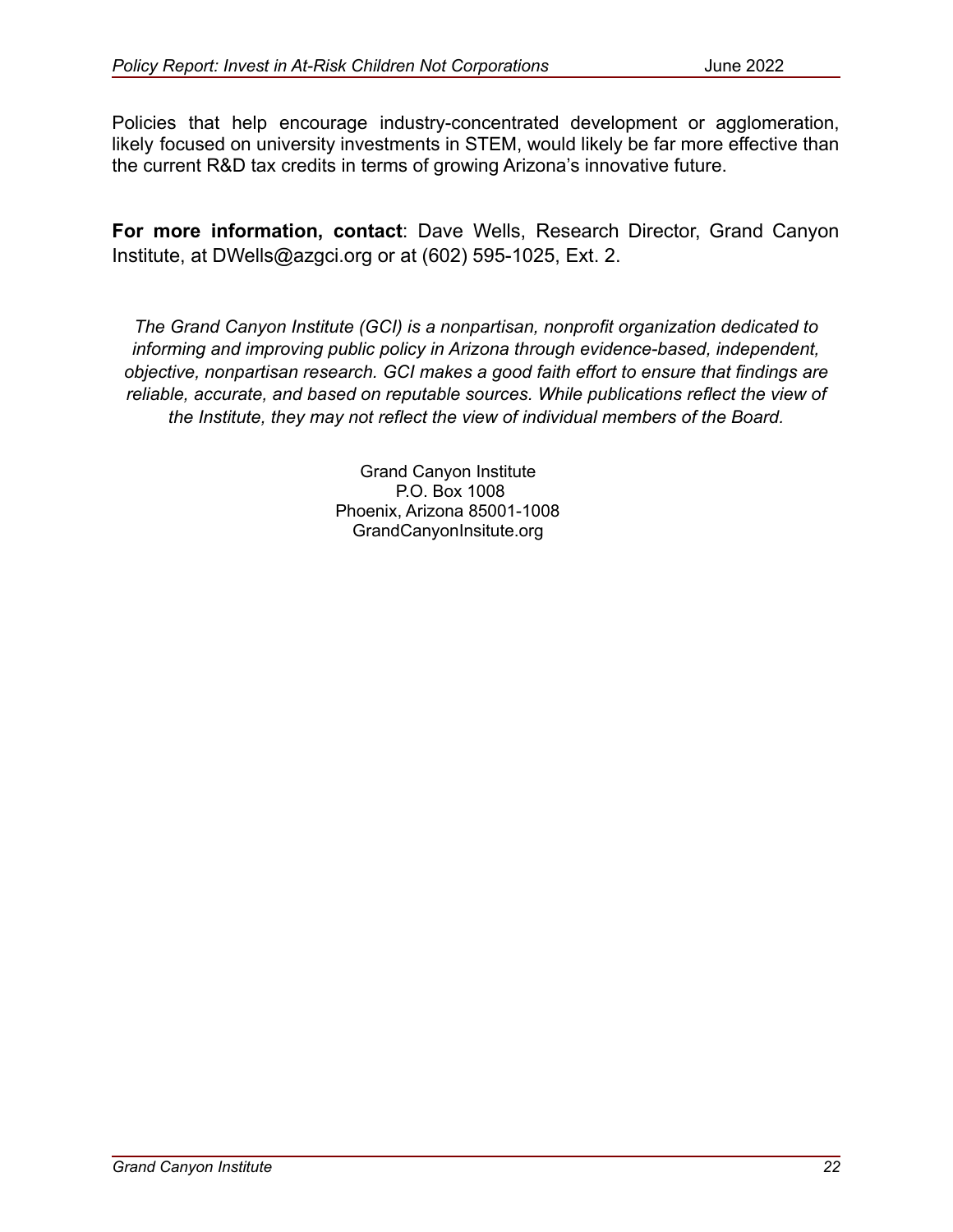Policies that help encourage industry-concentrated development or agglomeration, likely focused on university investments in STEM, would likely be far more effective than the current R&D tax credits in terms of growing Arizona's innovative future.

**For more information, contact**: Dave Wells, Research Director, Grand Canyon Institute, at DWells@azgci.org or at (602) 595-1025, Ext. 2.

*The Grand Canyon Institute (GCI) is a nonpartisan, nonprofit organization dedicated to informing and improving public policy in Arizona through evidence-based, independent, objective, nonpartisan research. GCI makes a good faith effort to ensure that findings are reliable, accurate, and based on reputable sources. While publications reflect the view of the Institute, they may not reflect the view of individual members of the Board.*

Grand Canyon Institute
P.O. Box 1008
Phoenix, Arizona 85001-1008
GrandCanyonInsitute.org